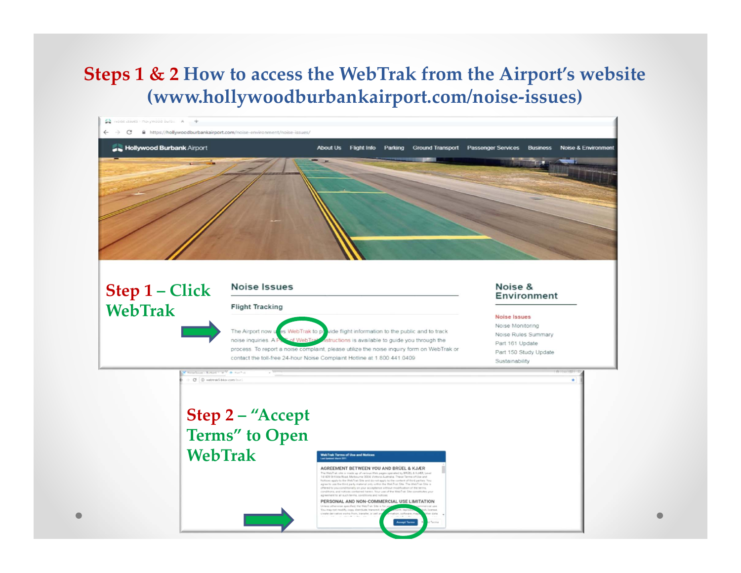# Steps 1 & 2 How to access the WebTrak from the Airport's website (www.hollywoodburbankairport.com/noise-issues)

**Step 1 – Click WebTrak**

**Step 2 – "Accept Terms" to Open WebTrak**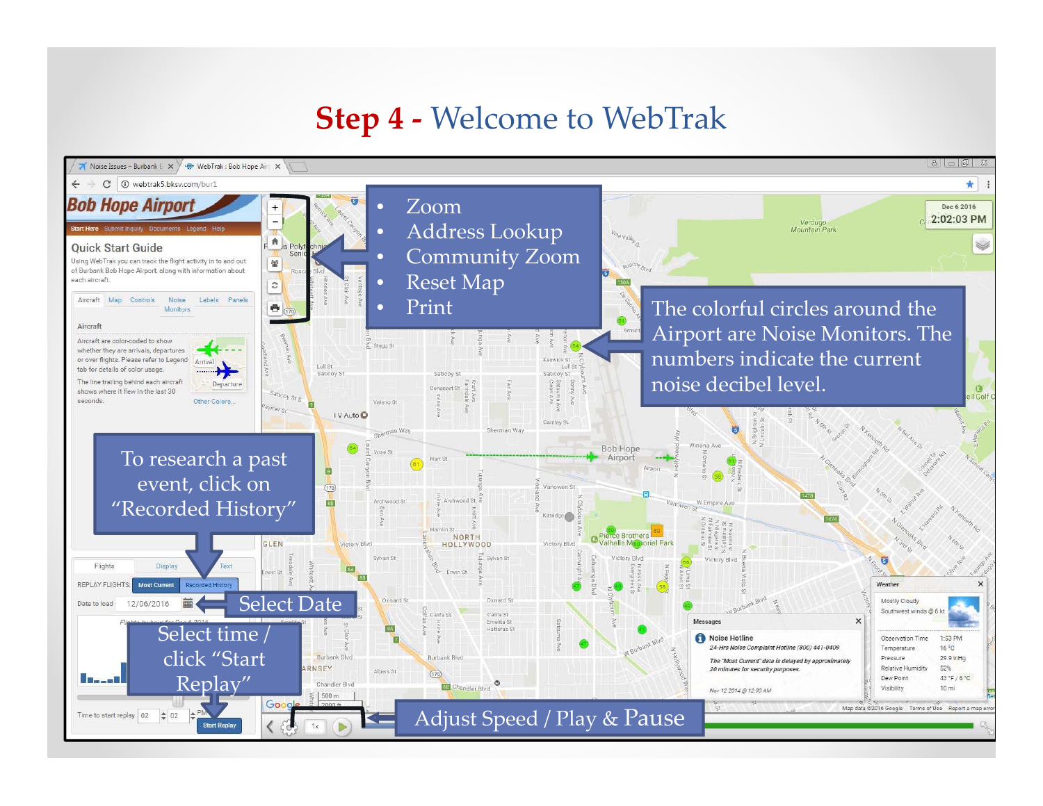# Step 4 - Welcome to WebTrak

- Zoom
- Address Lookup
- Community Zoom
- Reset Map
- Print

The colorful circles around the Airport are Noise Monitors. The numbers indicate the current noise decibel level.

To research a past event, click on "Recorded History"

Select Date

Select time / click "Start Replay"

Adjust Speed / Play & Pause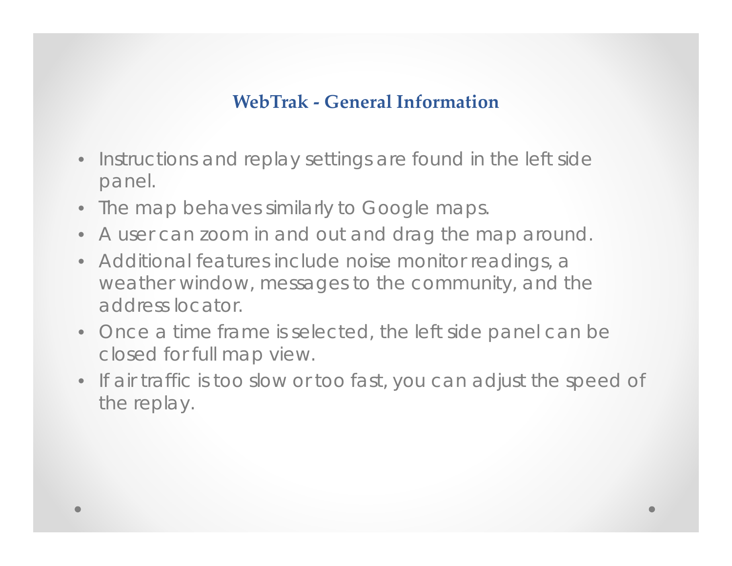## WebTrak - General Information

- Instructions and replay settings are found in the left side panel.
- The map behaves similarly to Google maps.
- A user can zoom in and out and drag the map around.
- Additional features include noise monitor readings, a weather window, messages to the community, and the address locator.
- Once a time frame is selected, the left side panel can be closed for full map view.
- If air traffic is too slow or too fast, you can adjust the speed of the replay.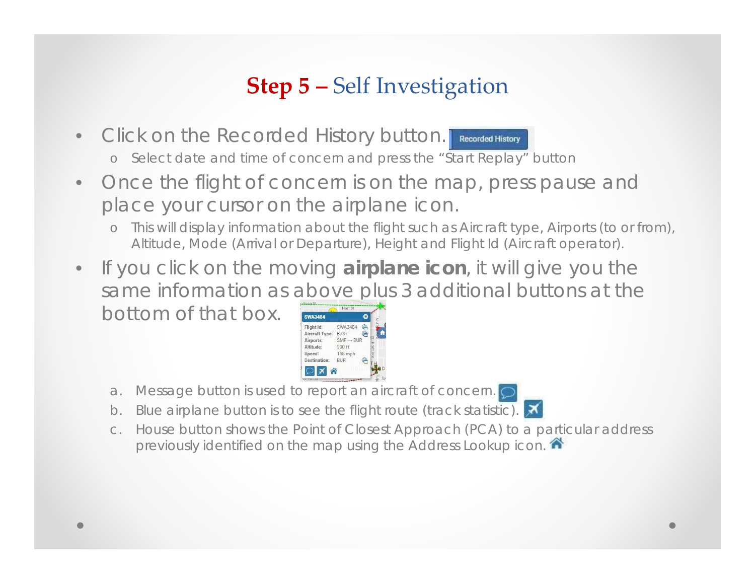# Step 5 – Self Investigation

- Click on the Recorded History button.
  - Select date and time of concern and press the "Start Replay" button
- Once the flight of concern is on the map, press pause and place your cursor on the airplane icon.
  - This will display information about the flight such as Aircraft type, Airports (to or from), Altitude, Mode (Arrival or Departure), Height and Flight Id (Aircraft operator).
- If you click on the moving **airplane icon**, it will give you the same information as above plus 3 additional buttons at the bottom of that box.

  a. Message button is used to report an aircraft of concern.
  b. Blue airplane button is to see the flight route (track statistic).
  c. House button shows the Point of Closest Approach (PCA) to a particular address previously identified on the map using the Address Lookup icon.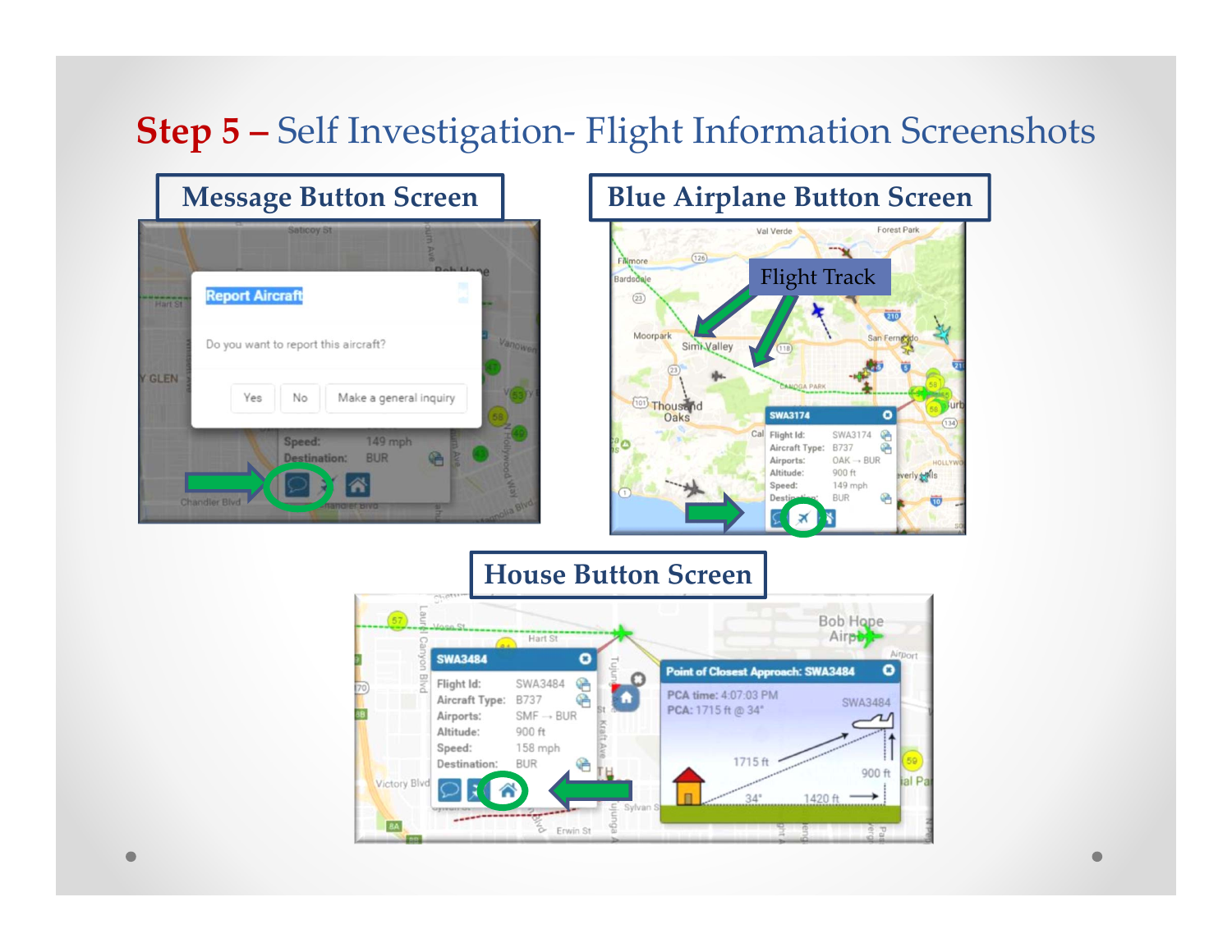# Step 5 – Self Investigation- Flight Information Screenshots

**Message Button Screen**

Report Aircraft

Do you want to report this aircraft?

Yes No Make a general inquiry

Speed: 149 mph
Destination: BUR

**Blue Airplane Button Screen**

Flight Track

SWA3174

Flight Id: SWA3174
Aircraft Type: B737
Airports: OAK → BUR
Altitude: 900 ft
Speed: 149 mph
Destination: BUR

**House Button Screen**

SWA3484

Flight Id: SWA3484
Aircraft Type: B737
Airports: SMF → BUR
Altitude: 900 ft
Speed: 158 mph
Destination: BUR

Point of Closest Approach: SWA3484

PCA time: 4:07:03 PM
PCA: 1715 ft @ 34°

SWA3484
1715 ft
900 ft
34°
1420 ft